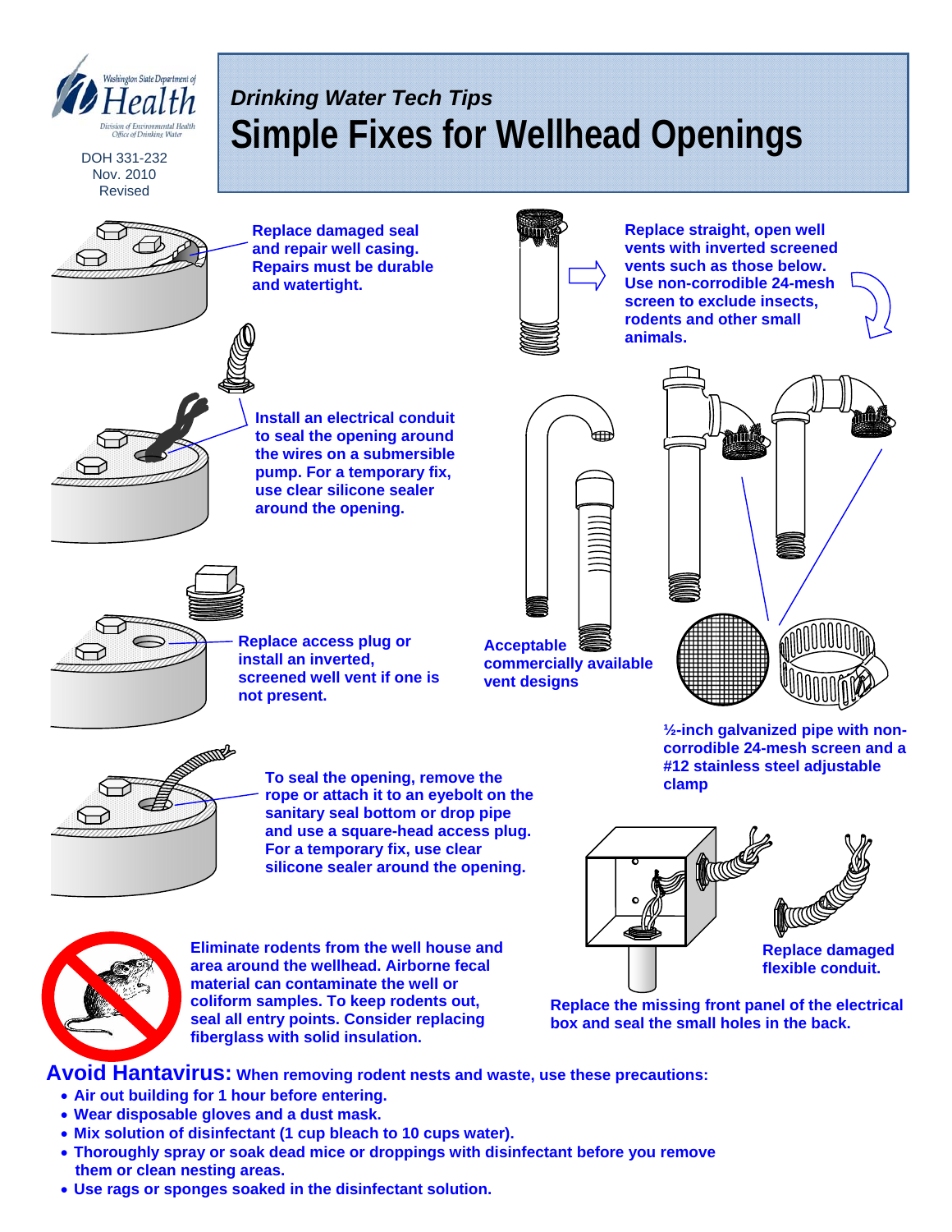Washington State Department of Health
Division of Environmental Health
Office of Drinking Water

DOH 331-232
Nov. 2010
Revised

*Drinking Water Tech Tips*

# Simple Fixes for Wellhead Openings

**Replace damaged seal and repair well casing. Repairs must be durable and watertight.**

**Replace straight, open well vents with inverted screened vents such as those below. Use non-corrodible 24-mesh screen to exclude insects, rodents and other small animals.**

**Install an electrical conduit to seal the opening around the wires on a submersible pump. For a temporary fix, use clear silicone sealer around the opening.**

**Replace access plug or install an inverted, screened well vent if one is not present.**

**Acceptable commercially available vent designs**

**½-inch galvanized pipe with non-corrodible 24-mesh screen and a #12 stainless steel adjustable clamp**

**To seal the opening, remove the rope or attach it to an eyebolt on the sanitary seal bottom or drop pipe and use a square-head access plug. For a temporary fix, use clear silicone sealer around the opening.**

**Replace damaged flexible conduit.**

**Replace the missing front panel of the electrical box and seal the small holes in the back.**

**Eliminate rodents from the well house and area around the wellhead. Airborne fecal material can contaminate the well or coliform samples. To keep rodents out, seal all entry points. Consider replacing fiberglass with solid insulation.**

## Avoid Hantavirus: When removing rodent nests and waste, use these precautions:

- **Air out building for 1 hour before entering.**
- **Wear disposable gloves and a dust mask.**
- **Mix solution of disinfectant (1 cup bleach to 10 cups water).**
- **Thoroughly spray or soak dead mice or droppings with disinfectant before you remove them or clean nesting areas.**
- **Use rags or sponges soaked in the disinfectant solution.**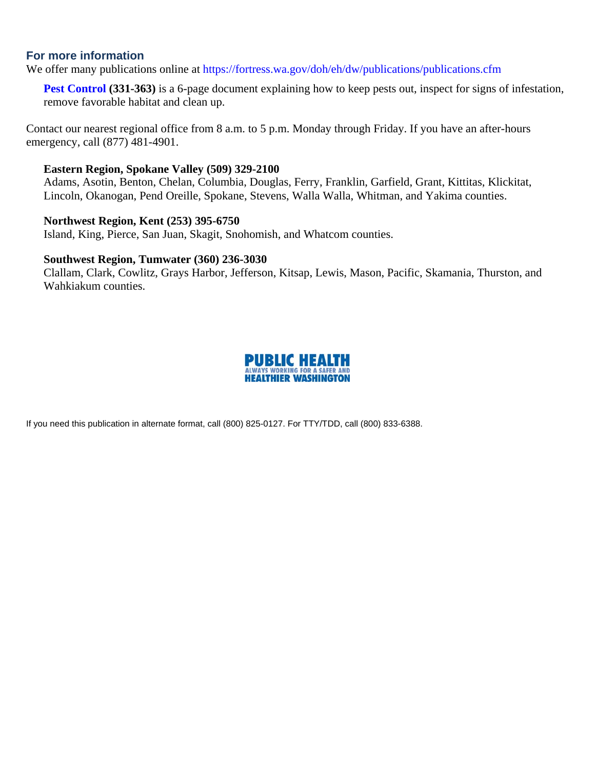## For more information

We offer many publications online at https://fortress.wa.gov/doh/eh/dw/publications/publications.cfm

**Pest Control (331-363)** is a 6-page document explaining how to keep pests out, inspect for signs of infestation, remove favorable habitat and clean up.

Contact our nearest regional office from 8 a.m. to 5 p.m. Monday through Friday. If you have an after-hours emergency, call (877) 481-4901.

**Eastern Region, Spokane Valley (509) 329-2100**
Adams, Asotin, Benton, Chelan, Columbia, Douglas, Ferry, Franklin, Garfield, Grant, Kittitas, Klickitat, Lincoln, Okanogan, Pend Oreille, Spokane, Stevens, Walla Walla, Whitman, and Yakima counties.

**Northwest Region, Kent (253) 395-6750**
Island, King, Pierce, San Juan, Skagit, Snohomish, and Whatcom counties.

**Southwest Region, Tumwater (360) 236-3030**
Clallam, Clark, Cowlitz, Grays Harbor, Jefferson, Kitsap, Lewis, Mason, Pacific, Skamania, Thurston, and Wahkiakum counties.

PUBLIC HEALTH
ALWAYS WORKING FOR A SAFER AND
HEALTHIER WASHINGTON

If you need this publication in alternate format, call (800) 825-0127. For TTY/TDD, call (800) 833-6388.